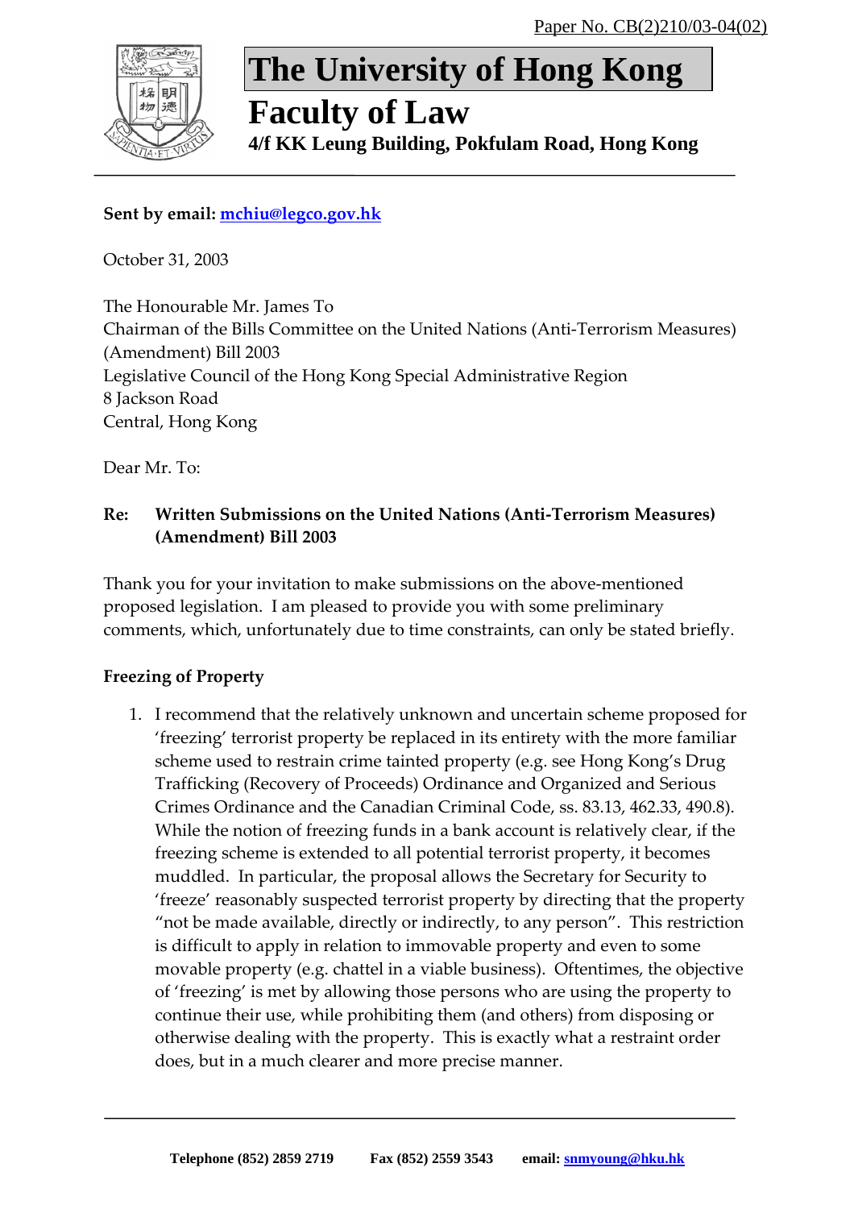Paper No. CB(2)210/03-04(02)

# The University of Hong Kong

## Faculty of Law

**4/f KK Leung Building, Pokfulam Road, Hong Kong**

**Sent by email: mchiu@legco.gov.hk**

October 31, 2003

The Honourable Mr. James To
Chairman of the Bills Committee on the United Nations (Anti-Terrorism Measures) (Amendment) Bill 2003
Legislative Council of the Hong Kong Special Administrative Region
8 Jackson Road
Central, Hong Kong

Dear Mr. To:

**Re: Written Submissions on the United Nations (Anti-Terrorism Measures) (Amendment) Bill 2003**

Thank you for your invitation to make submissions on the above-mentioned proposed legislation. I am pleased to provide you with some preliminary comments, which, unfortunately due to time constraints, can only be stated briefly.

**Freezing of Property**

1. I recommend that the relatively unknown and uncertain scheme proposed for 'freezing' terrorist property be replaced in its entirety with the more familiar scheme used to restrain crime tainted property (e.g. see Hong Kong's Drug Trafficking (Recovery of Proceeds) Ordinance and Organized and Serious Crimes Ordinance and the Canadian Criminal Code, ss. 83.13, 462.33, 490.8). While the notion of freezing funds in a bank account is relatively clear, if the freezing scheme is extended to all potential terrorist property, it becomes muddled. In particular, the proposal allows the Secretary for Security to 'freeze' reasonably suspected terrorist property by directing that the property "not be made available, directly or indirectly, to any person". This restriction is difficult to apply in relation to immovable property and even to some movable property (e.g. chattel in a viable business). Oftentimes, the objective of 'freezing' is met by allowing those persons who are using the property to continue their use, while prohibiting them (and others) from disposing or otherwise dealing with the property. This is exactly what a restraint order does, but in a much clearer and more precise manner.

**Telephone (852) 2859 2719** **Fax (852) 2559 3543** **email: snmyoung@hku.hk**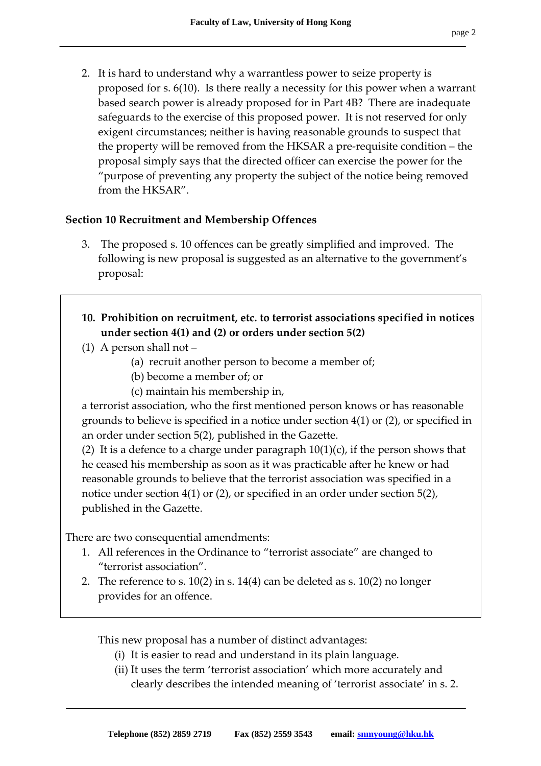2. It is hard to understand why a warrantless power to seize property is proposed for s. 6(10). Is there really a necessity for this power when a warrant based search power is already proposed for in Part 4B? There are inadequate safeguards to the exercise of this proposed power. It is not reserved for only exigent circumstances; neither is having reasonable grounds to suspect that the property will be removed from the HKSAR a pre-requisite condition – the proposal simply says that the directed officer can exercise the power for the "purpose of preventing any property the subject of the notice being removed from the HKSAR".

### Section 10 Recruitment and Membership Offences

3. The proposed s. 10 offences can be greatly simplified and improved. The following is new proposal is suggested as an alternative to the government's proposal:

> **10. Prohibition on recruitment, etc. to terrorist associations specified in notices under section 4(1) and (2) or orders under section 5(2)**
>
> (1) A person shall not –
>
> (a) recruit another person to become a member of;
>
> (b) become a member of; or
>
> (c) maintain his membership in,
>
> a terrorist association, who the first mentioned person knows or has reasonable grounds to believe is specified in a notice under section 4(1) or (2), or specified in an order under section 5(2), published in the Gazette.
>
> (2) It is a defence to a charge under paragraph 10(1)(c), if the person shows that he ceased his membership as soon as it was practicable after he knew or had reasonable grounds to believe that the terrorist association was specified in a notice under section 4(1) or (2), or specified in an order under section 5(2), published in the Gazette.
>
> There are two consequential amendments:
>
> 1. All references in the Ordinance to "terrorist associate" are changed to "terrorist association".
> 2. The reference to s. 10(2) in s. 14(4) can be deleted as s. 10(2) no longer provides for an offence.

This new proposal has a number of distinct advantages:

(i) It is easier to read and understand in its plain language.

(ii) It uses the term 'terrorist association' which more accurately and clearly describes the intended meaning of 'terrorist associate' in s. 2.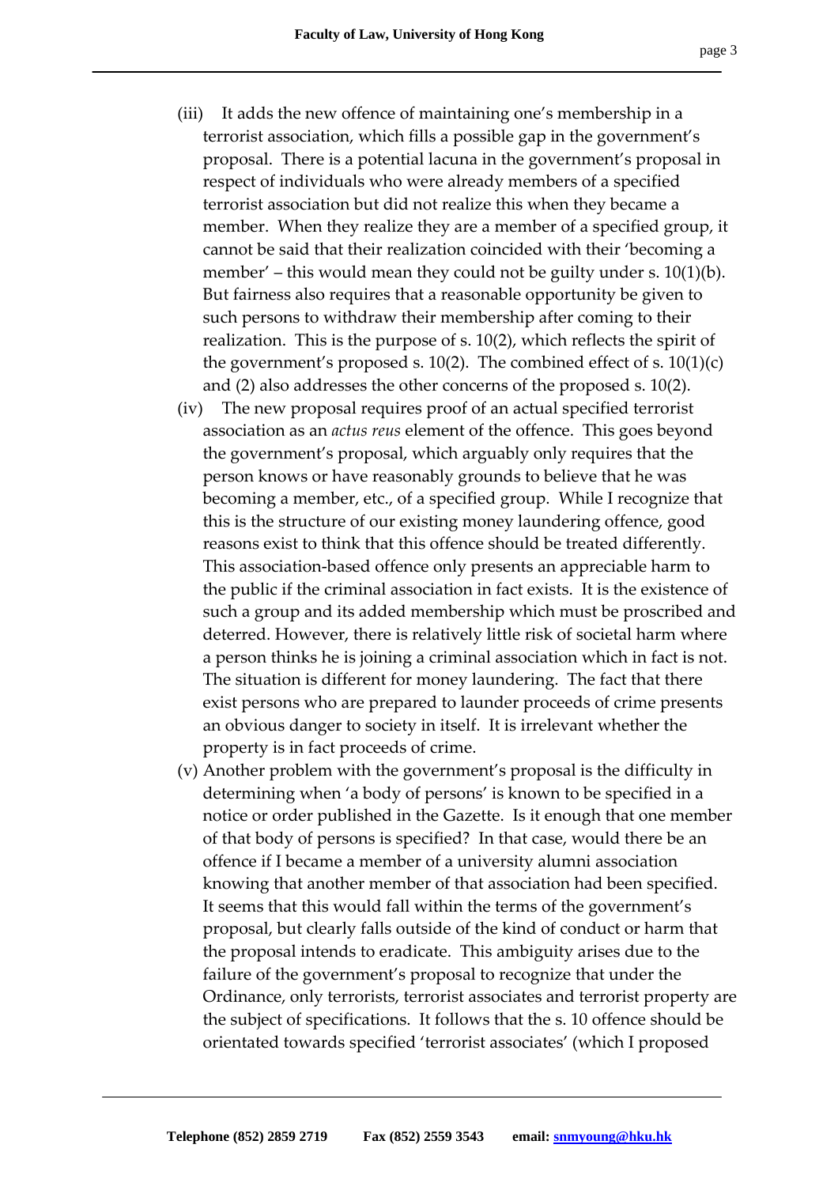(iii) It adds the new offence of maintaining one's membership in a terrorist association, which fills a possible gap in the government's proposal. There is a potential lacuna in the government's proposal in respect of individuals who were already members of a specified terrorist association but did not realize this when they became a member. When they realize they are a member of a specified group, it cannot be said that their realization coincided with their 'becoming a member' – this would mean they could not be guilty under s. 10(1)(b). But fairness also requires that a reasonable opportunity be given to such persons to withdraw their membership after coming to their realization. This is the purpose of s. 10(2), which reflects the spirit of the government's proposed s. 10(2). The combined effect of s. 10(1)(c) and (2) also addresses the other concerns of the proposed s. 10(2).

(iv) The new proposal requires proof of an actual specified terrorist association as an *actus reus* element of the offence. This goes beyond the government's proposal, which arguably only requires that the person knows or have reasonably grounds to believe that he was becoming a member, etc., of a specified group. While I recognize that this is the structure of our existing money laundering offence, good reasons exist to think that this offence should be treated differently. This association-based offence only presents an appreciable harm to the public if the criminal association in fact exists. It is the existence of such a group and its added membership which must be proscribed and deterred. However, there is relatively little risk of societal harm where a person thinks he is joining a criminal association which in fact is not. The situation is different for money laundering. The fact that there exist persons who are prepared to launder proceeds of crime presents an obvious danger to society in itself. It is irrelevant whether the property is in fact proceeds of crime.

(v) Another problem with the government's proposal is the difficulty in determining when 'a body of persons' is known to be specified in a notice or order published in the Gazette. Is it enough that one member of that body of persons is specified? In that case, would there be an offence if I became a member of a university alumni association knowing that another member of that association had been specified. It seems that this would fall within the terms of the government's proposal, but clearly falls outside of the kind of conduct or harm that the proposal intends to eradicate. This ambiguity arises due to the failure of the government's proposal to recognize that under the Ordinance, only terrorists, terrorist associates and terrorist property are the subject of specifications. It follows that the s. 10 offence should be orientated towards specified 'terrorist associates' (which I proposed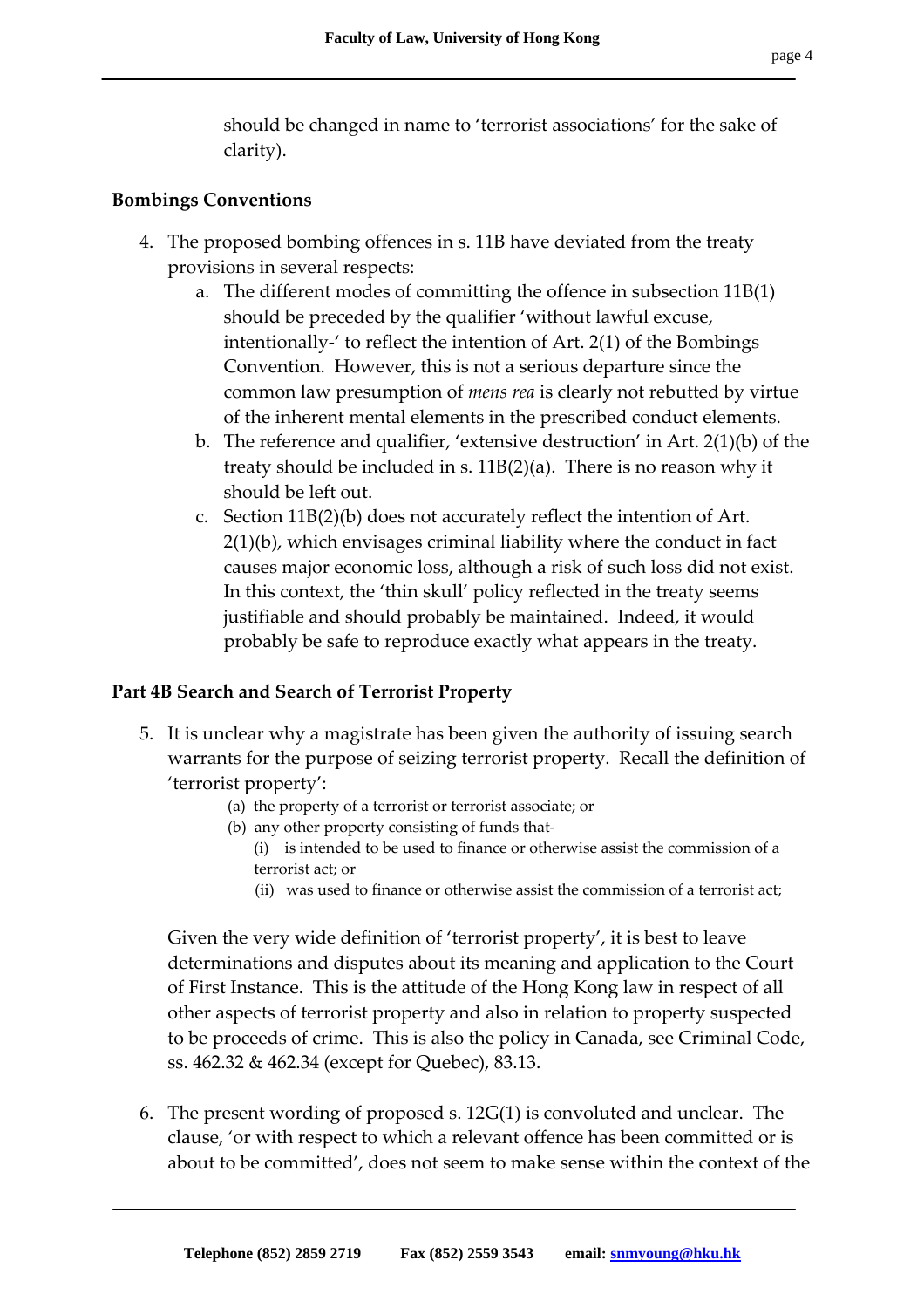should be changed in name to 'terrorist associations' for the sake of clarity).

**Bombings Conventions**

4. The proposed bombing offences in s. 11B have deviated from the treaty provisions in several respects:
    a. The different modes of committing the offence in subsection 11B(1) should be preceded by the qualifier 'without lawful excuse, intentionally-' to reflect the intention of Art. 2(1) of the Bombings Convention. However, this is not a serious departure since the common law presumption of *mens rea* is clearly not rebutted by virtue of the inherent mental elements in the prescribed conduct elements.
    b. The reference and qualifier, 'extensive destruction' in Art. 2(1)(b) of the treaty should be included in s. 11B(2)(a). There is no reason why it should be left out.
    c. Section 11B(2)(b) does not accurately reflect the intention of Art. 2(1)(b), which envisages criminal liability where the conduct in fact causes major economic loss, although a risk of such loss did not exist. In this context, the 'thin skull' policy reflected in the treaty seems justifiable and should probably be maintained. Indeed, it would probably be safe to reproduce exactly what appears in the treaty.

**Part 4B Search and Search of Terrorist Property**

5. It is unclear why a magistrate has been given the authority of issuing search warrants for the purpose of seizing terrorist property. Recall the definition of 'terrorist property':

    (a) the property of a terrorist or terrorist associate; or
    (b) any other property consisting of funds that-
        (i) is intended to be used to finance or otherwise assist the commission of a terrorist act; or
        (ii) was used to finance or otherwise assist the commission of a terrorist act;

    Given the very wide definition of 'terrorist property', it is best to leave determinations and disputes about its meaning and application to the Court of First Instance. This is the attitude of the Hong Kong law in respect of all other aspects of terrorist property and also in relation to property suspected to be proceeds of crime. This is also the policy in Canada, see Criminal Code, ss. 462.32 & 462.34 (except for Quebec), 83.13.

6. The present wording of proposed s. 12G(1) is convoluted and unclear. The clause, 'or with respect to which a relevant offence has been committed or is about to be committed', does not seem to make sense within the context of the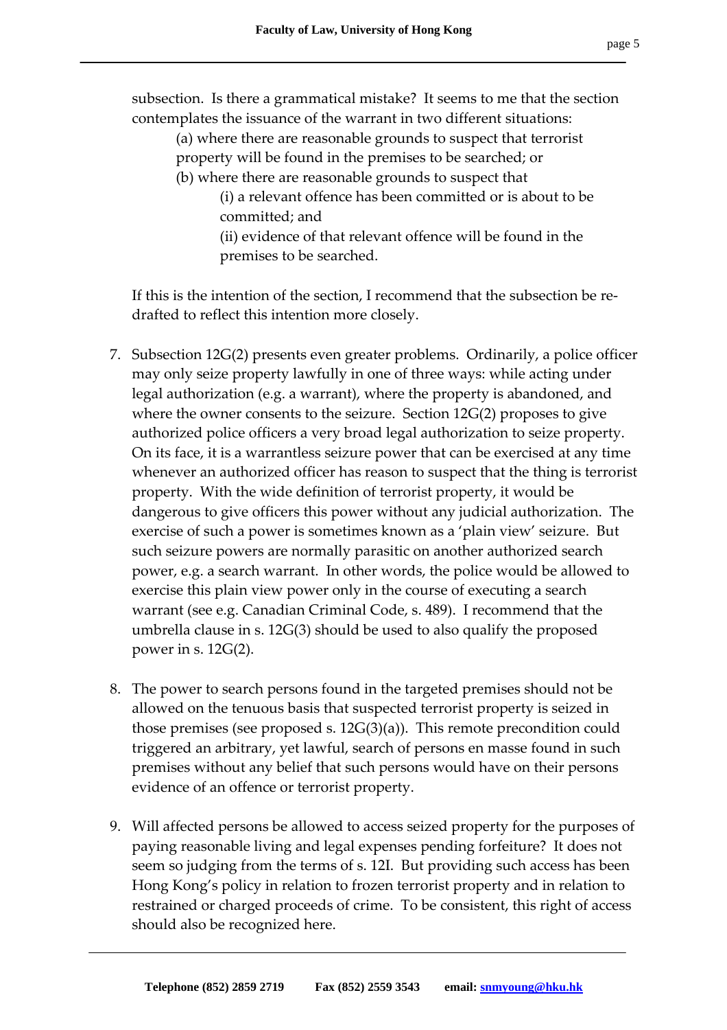subsection. Is there a grammatical mistake? It seems to me that the section contemplates the issuance of the warrant in two different situations:

> (a) where there are reasonable grounds to suspect that terrorist property will be found in the premises to be searched; or
>
> (b) where there are reasonable grounds to suspect that
>
> > (i) a relevant offence has been committed or is about to be committed; and
> >
> > (ii) evidence of that relevant offence will be found in the premises to be searched.

If this is the intention of the section, I recommend that the subsection be re-drafted to reflect this intention more closely.

7. Subsection 12G(2) presents even greater problems. Ordinarily, a police officer may only seize property lawfully in one of three ways: while acting under legal authorization (e.g. a warrant), where the property is abandoned, and where the owner consents to the seizure. Section 12G(2) proposes to give authorized police officers a very broad legal authorization to seize property. On its face, it is a warrantless seizure power that can be exercised at any time whenever an authorized officer has reason to suspect that the thing is terrorist property. With the wide definition of terrorist property, it would be dangerous to give officers this power without any judicial authorization. The exercise of such a power is sometimes known as a 'plain view' seizure. But such seizure powers are normally parasitic on another authorized search power, e.g. a search warrant. In other words, the police would be allowed to exercise this plain view power only in the course of executing a search warrant (see e.g. Canadian Criminal Code, s. 489). I recommend that the umbrella clause in s. 12G(3) should be used to also qualify the proposed power in s. 12G(2).

8. The power to search persons found in the targeted premises should not be allowed on the tenuous basis that suspected terrorist property is seized in those premises (see proposed s. 12G(3)(a)). This remote precondition could triggered an arbitrary, yet lawful, search of persons en masse found in such premises without any belief that such persons would have on their persons evidence of an offence or terrorist property.

9. Will affected persons be allowed to access seized property for the purposes of paying reasonable living and legal expenses pending forfeiture? It does not seem so judging from the terms of s. 12I. But providing such access has been Hong Kong's policy in relation to frozen terrorist property and in relation to restrained or charged proceeds of crime. To be consistent, this right of access should also be recognized here.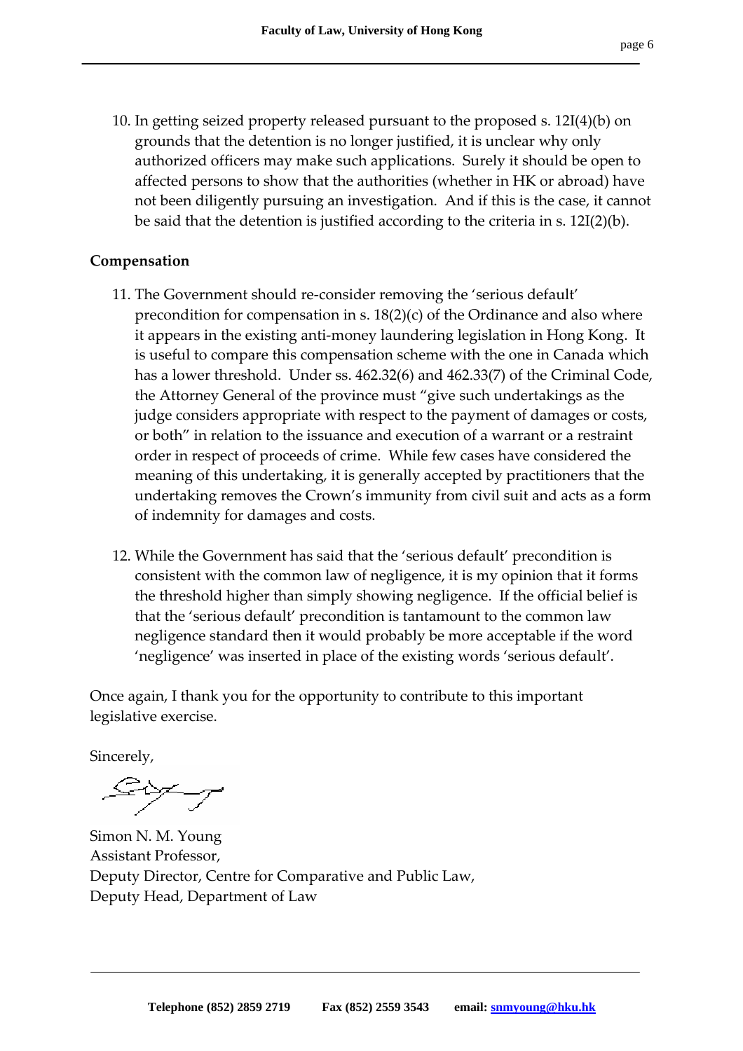10. In getting seized property released pursuant to the proposed s. 12I(4)(b) on grounds that the detention is no longer justified, it is unclear why only authorized officers may make such applications. Surely it should be open to affected persons to show that the authorities (whether in HK or abroad) have not been diligently pursuing an investigation. And if this is the case, it cannot be said that the detention is justified according to the criteria in s. 12I(2)(b).

**Compensation**

11. The Government should re-consider removing the 'serious default' precondition for compensation in s. 18(2)(c) of the Ordinance and also where it appears in the existing anti-money laundering legislation in Hong Kong. It is useful to compare this compensation scheme with the one in Canada which has a lower threshold. Under ss. 462.32(6) and 462.33(7) of the Criminal Code, the Attorney General of the province must "give such undertakings as the judge considers appropriate with respect to the payment of damages or costs, or both" in relation to the issuance and execution of a warrant or a restraint order in respect of proceeds of crime. While few cases have considered the meaning of this undertaking, it is generally accepted by practitioners that the undertaking removes the Crown's immunity from civil suit and acts as a form of indemnity for damages and costs.

12. While the Government has said that the 'serious default' precondition is consistent with the common law of negligence, it is my opinion that it forms the threshold higher than simply showing negligence. If the official belief is that the 'serious default' precondition is tantamount to the common law negligence standard then it would probably be more acceptable if the word 'negligence' was inserted in place of the existing words 'serious default'.

Once again, I thank you for the opportunity to contribute to this important legislative exercise.

Sincerely,

Simon N. M. Young
Assistant Professor,
Deputy Director, Centre for Comparative and Public Law,
Deputy Head, Department of Law

**Telephone (852) 2859 2719** **Fax (852) 2559 3543** **email: snmyoung@hku.hk**